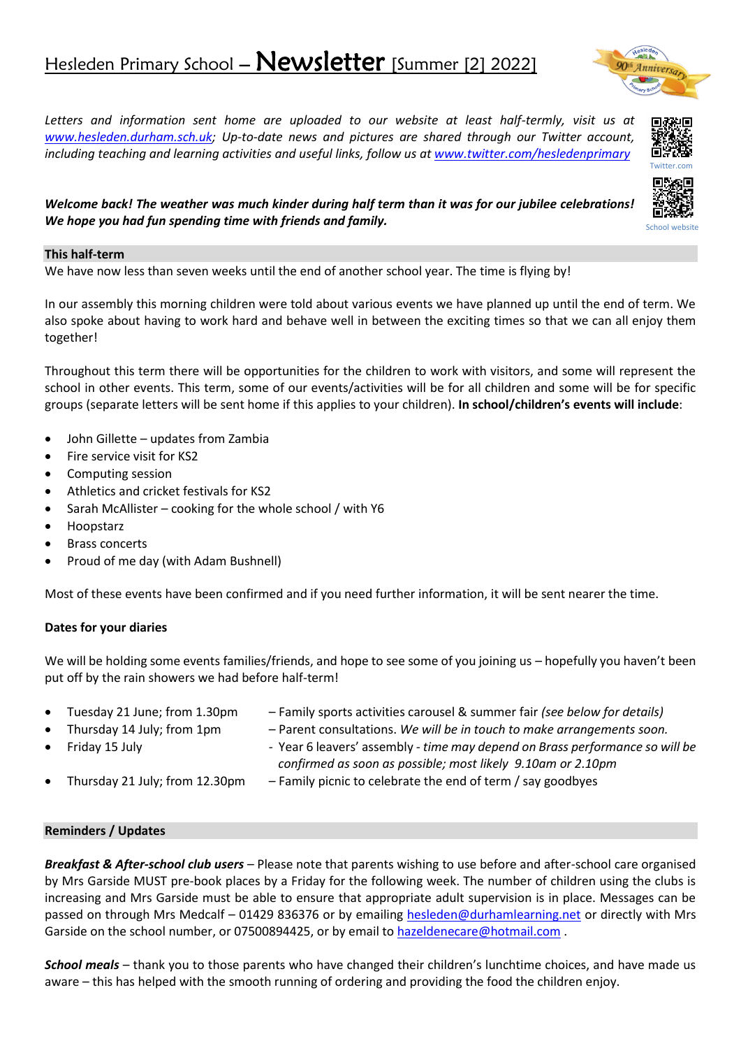# Hesleden Primary School – Newsletter [Summer [2] 2022]

*Letters and information sent home are uploaded to our website at least half-termly, visit us at [www.hesleden.durham.sch.uk](www.hesleden.durham.sch.uk); Up-to-date news and pictures are shared through our Twitter account, including teaching and learning activities and useful links, follow us at [www.twitter.com/hesledenprimary](www.twitter.com/hesledenprimary)*

Twitter.com

School website

***Welcome back! The weather was much kinder during half term than it was for our jubilee celebrations! We hope you had fun spending time with friends and family.***

## This half-term

We have now less than seven weeks until the end of another school year. The time is flying by!

In our assembly this morning children were told about various events we have planned up until the end of term. We also spoke about having to work hard and behave well in between the exciting times so that we can all enjoy them together!

Throughout this term there will be opportunities for the children to work with visitors, and some will represent the school in other events. This term, some of our events/activities will be for all children and some will be for specific groups (separate letters will be sent home if this applies to your children). **In school/children's events will include**:

- John Gillette – updates from Zambia
- Fire service visit for KS2
- Computing session
- Athletics and cricket festivals for KS2
- Sarah McAllister – cooking for the whole school / with Y6
- Hoopstarz
- Brass concerts
- Proud of me day (with Adam Bushnell)

Most of these events have been confirmed and if you need further information, it will be sent nearer the time.

### Dates for your diaries

We will be holding some events families/friends, and hope to see some of you joining us – hopefully you haven't been put off by the rain showers we had before half-term!

- Tuesday 21 June; from 1.30pm – Family sports activities carousel & summer fair *(see below for details)*
- Thursday 14 July; from 1pm – Parent consultations. *We will be in touch to make arrangements soon.*
- Friday 15 July - Year 6 leavers' assembly - *time may depend on Brass performance so will be confirmed as soon as possible; most likely 9.10am or 2.10pm*
- Thursday 21 July; from 12.30pm – Family picnic to celebrate the end of term / say goodbyes

## Reminders / Updates

***Breakfast & After-school club users*** – Please note that parents wishing to use before and after-school care organised by Mrs Garside MUST pre-book places by a Friday for the following week. The number of children using the clubs is increasing and Mrs Garside must be able to ensure that appropriate adult supervision is in place. Messages can be passed on through Mrs Medcaf – 01429 836376 or by emailing [hesleden@durhamlearning.net](mailto:hesleden@durhamlearning.net) or directly with Mrs Garside on the school number, or 07500894425, or by email to [hazeldenecare@hotmail.com](mailto:hazeldenecare@hotmail.com) .

***School meals*** – thank you to those parents who have changed their children's lunchtime choices, and have made us aware – this has helped with the smooth running of ordering and providing the food the children enjoy.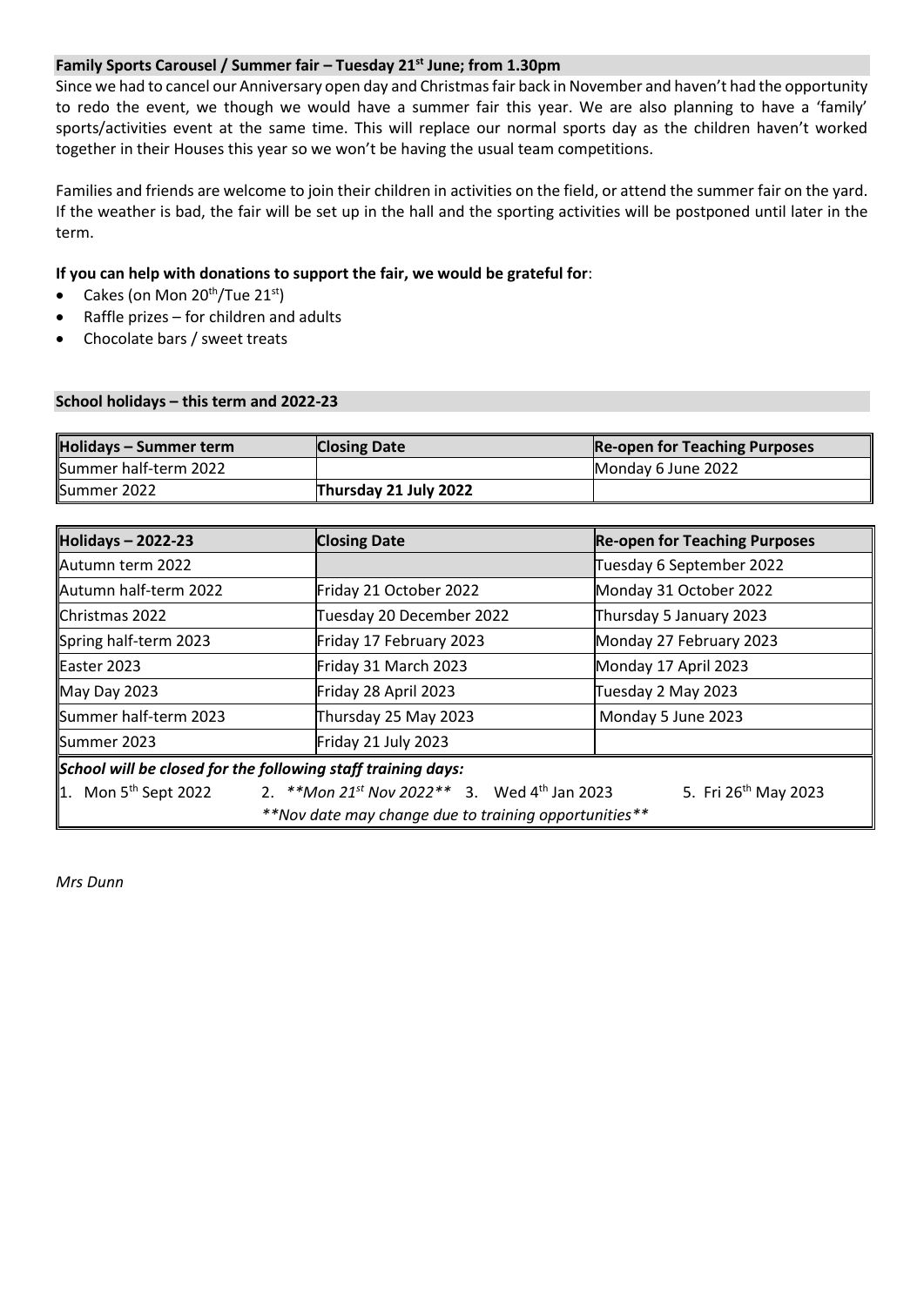## Family Sports Carousel / Summer fair – Tuesday 21st June; from 1.30pm

Since we had to cancel our Anniversary open day and Christmas fair back in November and haven't had the opportunity to redo the event, we though we would have a summer fair this year. We are also planning to have a 'family' sports/activities event at the same time. This will replace our normal sports day as the children haven't worked together in their Houses this year so we won't be having the usual team competitions.

Families and friends are welcome to join their children in activities on the field, or attend the summer fair on the yard. If the weather is bad, the fair will be set up in the hall and the sporting activities will be postponed until later in the term.

**If you can help with donations to support the fair, we would be grateful for**:

- Cakes (on Mon 20th/Tue 21st)
- Raffle prizes – for children and adults
- Chocolate bars / sweet treats

## School holidays – this term and 2022-23

| Holidays – Summer term | Closing Date | Re-open for Teaching Purposes |
|---|---|---|
| Summer half-term 2022 | | Monday 6 June 2022 |
| Summer 2022 | **Thursday 21 July 2022** | |

| Holidays – 2022-23 | Closing Date | Re-open for Teaching Purposes |
|---|---|---|
| Autumn term 2022 | | Tuesday 6 September 2022 |
| Autumn half-term 2022 | Friday 21 October 2022 | Monday 31 October 2022 |
| Christmas 2022 | Tuesday 20 December 2022 | Thursday 5 January 2023 |
| Spring half-term 2023 | Friday 17 February 2023 | Monday 27 February 2023 |
| Easter 2023 | Friday 31 March 2023 | Monday 17 April 2023 |
| May Day 2023 | Friday 28 April 2023 | Tuesday 2 May 2023 |
| Summer half-term 2023 | Thursday 25 May 2023 | Monday 5 June 2023 |
| Summer 2023 | Friday 21 July 2023 | |

***School will be closed for the following staff training days:***

1. Mon 5th Sept 2022 2. ***\*\*Mon 21st Nov 2022\*\**** 3. Wed 4th Jan 2023 5. Fri 26th May 2023

*\*\*Nov date may change due to training opportunities\*\**

*Mrs Dunn*